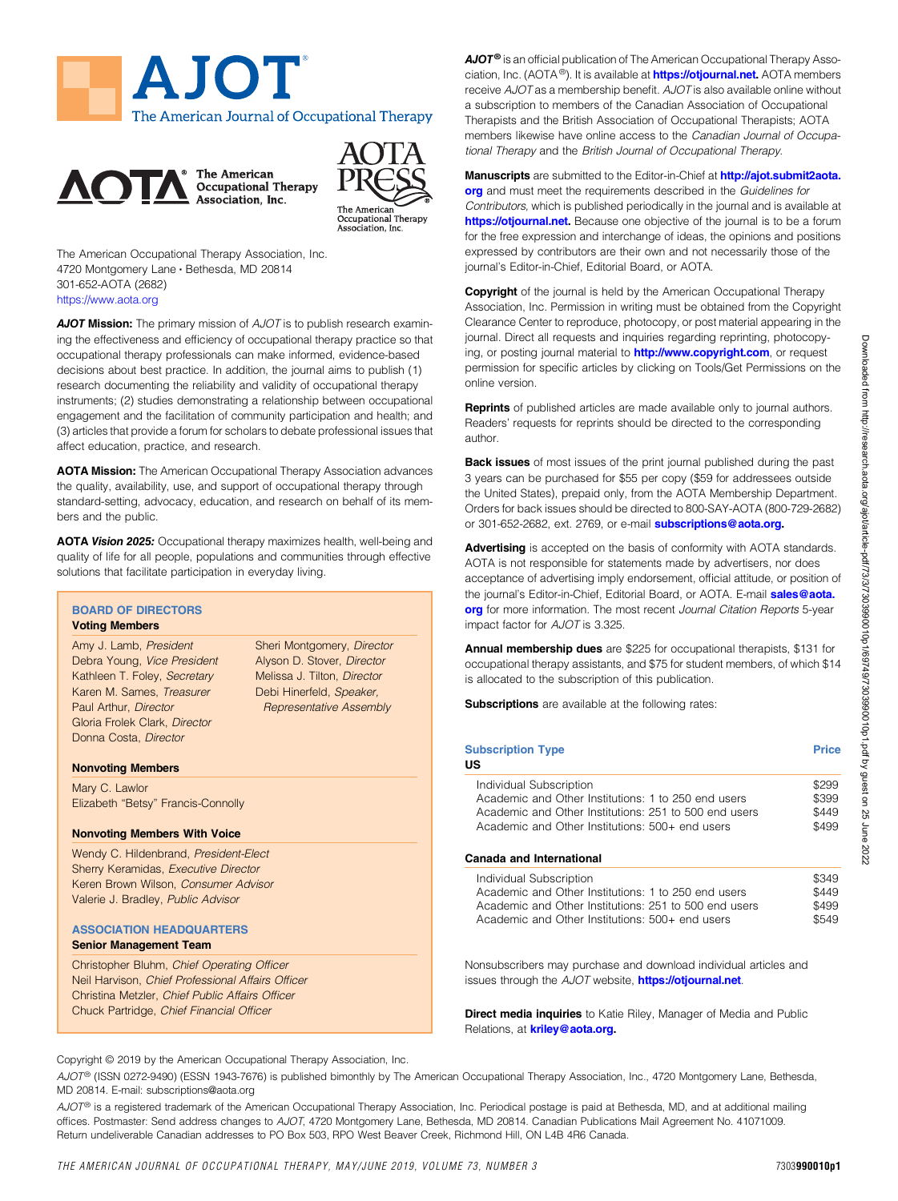# AJOT

The American Journal of Occupational Therapy

AOTA® The American Occupational Therapy Association, Inc.

AOTA PRESS — The American Occupational Therapy Association, Inc.

The American Occupational Therapy Association, Inc.
4720 Montgomery Lane • Bethesda, MD 20814
301-652-AOTA (2682)
https://www.aota.org

***AJOT* Mission:** The primary mission of *AJOT* is to publish research examining the effectiveness and efficiency of occupational therapy practice so that occupational therapy professionals can make informed, evidence-based decisions about best practice. In addition, the journal aims to publish (1) research documenting the reliability and validity of occupational therapy instruments; (2) studies demonstrating a relationship between occupational engagement and the facilitation of community participation and health; and (3) articles that provide a forum for scholars to debate professional issues that affect education, practice, and research.

**AOTA Mission:** The American Occupational Therapy Association advances the quality, availability, use, and support of occupational therapy through standard-setting, advocacy, education, and research on behalf of its members and the public.

**AOTA *Vision 2025:*** Occupational therapy maximizes health, well-being and quality of life for all people, populations and communities through effective solutions that facilitate participation in everyday living.

## BOARD OF DIRECTORS

### Voting Members

Amy J. Lamb, *President*
Debra Young, *Vice President*
Kathleen T. Foley, *Secretary*
Karen M. Sames, *Treasurer*
Paul Arthur, *Director*
Gloria Frolek Clark, *Director*
Donna Costa, *Director*
Sheri Montgomery, *Director*
Alyson D. Stover, *Director*
Melissa J. Tilton, *Director*
Debi Hinerfeld, *Speaker, Representative Assembly*

### Nonvoting Members

Mary C. Lawlor
Elizabeth "Betsy" Francis-Connolly

### Nonvoting Members With Voice

Wendy C. Hildenbrand, *President-Elect*
Sherry Keramidas, *Executive Director*
Keren Brown Wilson, *Consumer Advisor*
Valerie J. Bradley, *Public Advisor*

## ASSOCIATION HEADQUARTERS

### Senior Management Team

Christopher Bluhm, *Chief Operating Officer*
Neil Harvison, *Chief Professional Affairs Officer*
Christina Metzler, *Chief Public Affairs Officer*
Chuck Partridge, *Chief Financial Officer*

***AJOT*®** is an official publication of The American Occupational Therapy Association, Inc. (AOTA®). It is available at **https://otjournal.net.** AOTA members receive *AJOT* as a membership benefit. *AJOT* is also available online without a subscription to members of the Canadian Association of Occupational Therapists and the British Association of Occupational Therapists; AOTA members likewise have online access to the *Canadian Journal of Occupational Therapy* and the *British Journal of Occupational Therapy.*

**Manuscripts** are submitted to the Editor-in-Chief at **http://ajot.submit2aota.org** and must meet the requirements described in the *Guidelines for Contributors,* which is published periodically in the journal and is available at **https://otjournal.net.** Because one objective of the journal is to be a forum for the free expression and interchange of ideas, the opinions and positions expressed by contributors are their own and not necessarily those of the journal's Editor-in-Chief, Editorial Board, or AOTA.

**Copyright** of the journal is held by the American Occupational Therapy Association, Inc. Permission in writing must be obtained from the Copyright Clearance Center to reproduce, photocopy, or post material appearing in the journal. Direct all requests and inquiries regarding reprinting, photocopying, or posting journal material to **http://www.copyright.com**, or request permission for specific articles by clicking on Tools/Get Permissions on the online version.

**Reprints** of published articles are made available only to journal authors. Readers' requests for reprints should be directed to the corresponding author.

**Back issues** of most issues of the print journal published during the past 3 years can be purchased for $55 per copy ($59 for addressees outside the United States), prepaid only, from the AOTA Membership Department. Orders for back issues should be directed to 800-SAY-AOTA (800-729-2682) or 301-652-2682, ext. 2769, or e-mail **subscriptions@aota.org.**

**Advertising** is accepted on the basis of conformity with AOTA standards. AOTA is not responsible for statements made by advertisers, nor does acceptance of advertising imply endorsement, official attitude, or position of the journal's Editor-in-Chief, Editorial Board, or AOTA. E-mail **sales@aota.org** for more information. The most recent *Journal Citation Reports* 5-year impact factor for *AJOT* is 3.325.

**Annual membership dues** are $225 for occupational therapists, $131 for occupational therapy assistants, and $75 for student members, of which $14 is allocated to the subscription of this publication.

**Subscriptions** are available at the following rates:

| Subscription Type | Price |
|---|---|
| **US** | |
| Individual Subscription | $299 |
| Academic and Other Institutions: 1 to 250 end users | $399 |
| Academic and Other Institutions: 251 to 500 end users | $449 |
| Academic and Other Institutions: 500+ end users | $499 |
| **Canada and International** | |
| Individual Subscription | $349 |
| Academic and Other Institutions: 1 to 250 end users | $449 |
| Academic and Other Institutions: 251 to 500 end users | $499 |
| Academic and Other Institutions: 500+ end users | $549 |

Nonsubscribers may purchase and download individual articles and issues through the *AJOT* website, **https://otjournal.net**.

**Direct media inquiries** to Katie Riley, Manager of Media and Public Relations, at **kriley@aota.org.**

Copyright © 2019 by the American Occupational Therapy Association, Inc.

*AJOT*® (ISSN 0272-9490) (ESSN 1943-7676) is published bimonthly by The American Occupational Therapy Association, Inc., 4720 Montgomery Lane, Bethesda, MD 20814. E-mail: subscriptions@aota.org

*AJOT*® is a registered trademark of the American Occupational Therapy Association, Inc. Periodical postage is paid at Bethesda, MD, and at additional mailing offices. Postmaster: Send address changes to *AJOT*, 4720 Montgomery Lane, Bethesda, MD 20814. Canadian Publications Mail Agreement No. 41071009. Return undeliverable Canadian addresses to PO Box 503, RPO West Beaver Creek, Richmond Hill, ON L4B 4R6 Canada.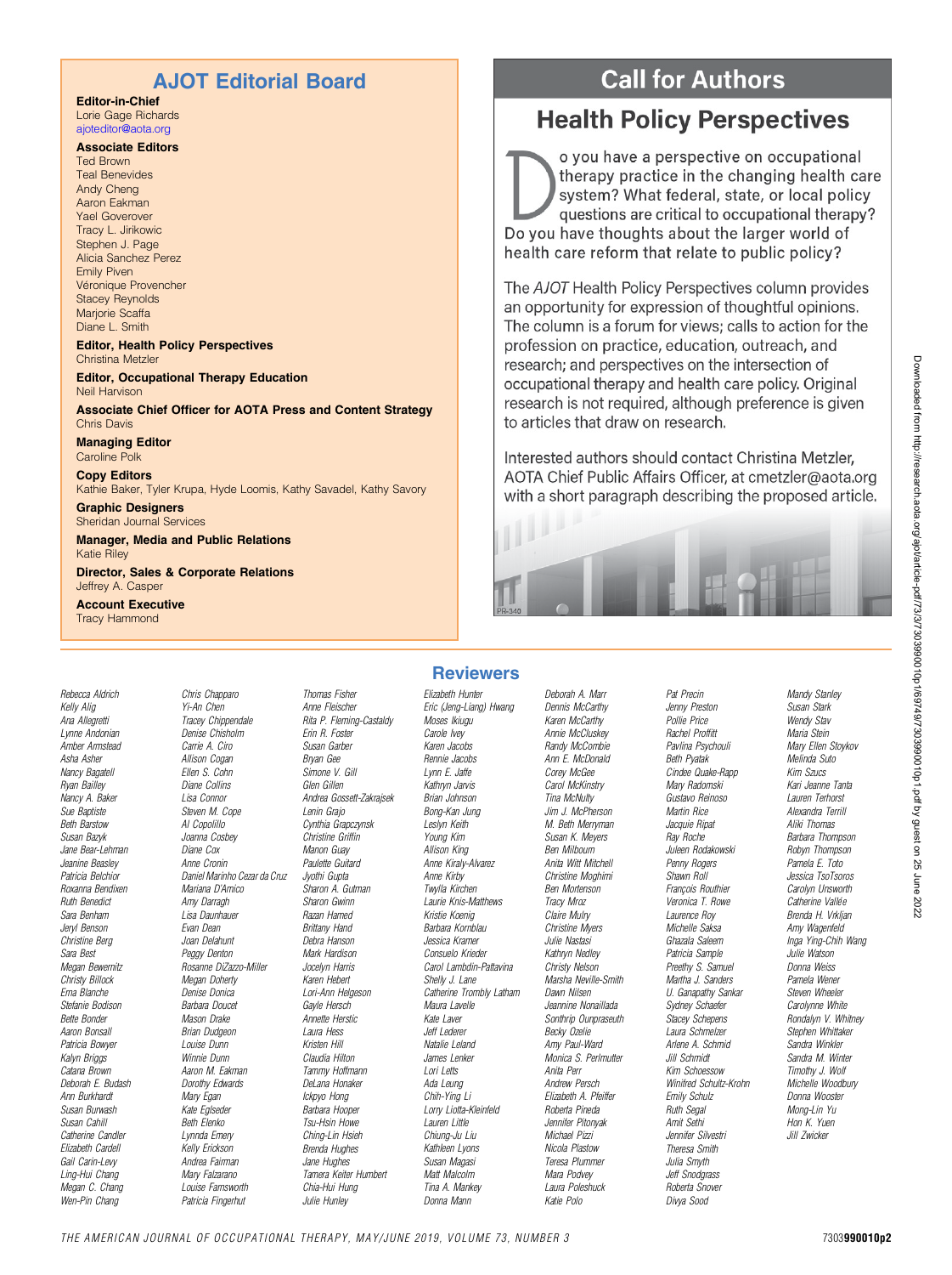## AJOT Editorial Board

**Editor-in-Chief**
Lorie Gage Richards
ajoteditor@aota.org

**Associate Editors**
Ted Brown
Teal Benevides
Andy Cheng
Aaron Eakman
Yael Goverover
Tracy L. Jirikowic
Stephen J. Page
Alicia Sanchez Perez
Emily Piven
Véronique Provencher
Stacey Reynolds
Marjorie Scaffa
Diane L. Smith

**Editor, Health Policy Perspectives**
Christina Metzler

**Editor, Occupational Therapy Education**
Neil Harvison

**Associate Chief Officer for AOTA Press and Content Strategy**
Chris Davis

**Managing Editor**
Caroline Polk

**Copy Editors**
Kathie Baker, Tyler Krupa, Hyde Loomis, Kathy Savadel, Kathy Savory

**Graphic Designers**
Sheridan Journal Services

**Manager, Media and Public Relations**
Katie Riley

**Director, Sales & Corporate Relations**
Jeffrey A. Casper

**Account Executive**
Tracy Hammond

## Call for Authors

### Health Policy Perspectives

Do you have a perspective on occupational therapy practice in the changing health care system? What federal, state, or local policy questions are critical to occupational therapy? Do you have thoughts about the larger world of health care reform that relate to public policy?

The *AJOT* Health Policy Perspectives column provides an opportunity for expression of thoughtful opinions. The column is a forum for views; calls to action for the profession on practice, education, outreach, and research; and perspectives on the intersection of occupational therapy and health care policy. Original research is not required, although preference is given to articles that draw on research.

Interested authors should contact Christina Metzler, AOTA Chief Public Affairs Officer, at cmetzler@aota.org with a short paragraph describing the proposed article.

PR-340

## Reviewers

*Rebecca Aldrich*
*Kelly Alig*
*Ana Allegretti*
*Lynne Andonian*
*Amber Armstead*
*Asha Asher*
*Nancy Bagatell*
*Ryan Bailey*
*Nancy A. Baker*
*Sue Baptiste*
*Beth Barstow*
*Susan Bazyk*
*Jane Bear-Lehman*
*Jeanine Beasley*
*Patricia Belchior*
*Roxanna Bendixen*
*Ruth Benedict*
*Sara Benham*
*Jeryl Benson*
*Christine Berg*
*Sara Best*
*Megan Bewernitz*
*Christy Billock*
*Ema Blanche*
*Stefanie Bodison*
*Bette Bonder*
*Aaron Bonsall*
*Patricia Bowyer*
*Kalyn Briggs*
*Catana Brown*
*Deborah E. Budash*
*Ann Burkhardt*
*Susan Burwash*
*Susan Cahill*
*Catherine Candler*
*Elizabeth Cardell*
*Gail Carin-Levy*
*Ling-Hui Chang*
*Megan C. Chang*
*Wen-Pin Chang*
*Chris Chapparo*
*Yi-An Chen*
*Tracey Chippendale*
*Denise Chisholm*
*Carrie A. Ciro*
*Allison Cogan*
*Ellen S. Cohn*
*Diane Collins*
*Lisa Connor*
*Steven M. Cope*
*Al Copolillo*
*Joanna Cosbey*
*Diane Cox*
*Anne Cronin*
*Daniel Marinho Cezar da Cruz*
*Mariana D'Amico*
*Amy Darragh*
*Lisa Daunhauer*
*Evan Dean*
*Joan Delahunt*
*Peggy Denton*
*Rosanne DiZazzo-Miller*
*Megan Doherty*
*Denise Donica*
*Barbara Doucet*
*Mason Drake*
*Brian Dudgeon*
*Louise Dunn*
*Winnie Dunn*
*Aaron M. Eakman*
*Dorothy Edwards*
*Mary Egan*
*Kate Eglseder*
*Beth Elenko*
*Lynnda Emery*
*Kelly Erickson*
*Andrea Fairman*
*Mary Falzarano*
*Louise Farnsworth*
*Patricia Fingerhut*
*Thomas Fisher*
*Anne Fleischer*
*Rita P. Fleming-Castaldy*
*Erin R. Foster*
*Susan Garber*
*Bryan Gee*
*Simone V. Gill*
*Glen Gillen*
*Andrea Gossett-Zakrajsek*
*Lenin Grajo*
*Cynthia Grapczynsk*
*Christine Griffin*
*Manon Guay*
*Paulette Guitard*
*Jyothi Gupta*
*Sharon A. Gutman*
*Sharon Gwinn*
*Razan Hamed*
*Brittany Hand*
*Debra Hanson*
*Mark Hardison*
*Jocelyn Harris*
*Karen Hebert*
*Lori-Ann Helgeson*
*Gayle Hersch*
*Annette Herstic*
*Laura Hess*
*Kristen Hill*
*Claudia Hilton*
*Tammy Hoffmann*
*DeLana Honaker*
*Ickpyo Hong*
*Barbara Hooper*
*Tsu-Hsin Howe*
*Ching-Lin Hsieh*
*Brenda Hughes*
*Jane Hughes*
*Tamera Keiter Humbert*
*Chia-Hui Hung*
*Julie Hunley*
*Elizabeth Hunter*
*Eric (Jeng-Liang) Hwang*
*Moses Ikiugu*
*Carole Ivey*
*Karen Jacobs*
*Rennie Jacobs*
*Lynn E. Jaffe*
*Kathryn Jarvis*
*Brian Johnson*
*Bong-Kan Jung*
*Leslyn Keith*
*Young Kim*
*Allison King*
*Anne Kiraly-Alvarez*
*Anne Kirby*
*Twylla Kirchen*
*Laurie Knis-Matthews*
*Kristie Koenig*
*Barbara Kornblau*
*Jessica Kramer*
*Consuelo Krieder*
*Carol Lambdin-Pattavina*
*Shelly J. Lane*
*Catherine Trombly Latham*
*Maura Lavelle*
*Kate Laver*
*Jeff Lederer*
*Natalie Leland*
*James Lenker*
*Lori Letts*
*Ada Leung*
*Chih-Ying Li*
*Lorry Liotta-Kleinfeld*
*Lauren Little*
*Chiung-Ju Liu*
*Kathleen Lyons*
*Susan Magasi*
*Matt Malcolm*
*Tina A. Mankey*
*Donna Mann*
*Deborah A. Marr*
*Dennis McCarthy*
*Karen McCarthy*
*Annie McCluskey*
*Randy McCombie*
*Ann E. McDonald*
*Corey McGee*
*Carol McKinstry*
*Tina McNulty*
*Jim J. McPherson*
*M. Beth Merryman*
*Susan K. Meyers*
*Ben Milbourn*
*Anita Witt Mitchell*
*Christine Moghimi*
*Ben Mortenson*
*Tracy Mroz*
*Claire Mulry*
*Christine Myers*
*Julie Nastasi*
*Kathryn Nedley*
*Christy Nelson*
*Marsha Neville-Smith*
*Dawn Nilsen*
*Jeannine Nonaillada*
*Sonthrip Ounpraseuth*
*Becky Ozelie*
*Amy Paul-Ward*
*Monica S. Perlmutter*
*Anita Perr*
*Andrew Persch*
*Elizabeth A. Pfeiffer*
*Roberta Pineda*
*Jennifer Pitonyak*
*Michael Pizzi*
*Nicola Plastow*
*Teresa Plummer*
*Mara Podvey*
*Laura Poleshuck*
*Katie Polo*
*Pat Precin*
*Jenny Preston*
*Pollie Price*
*Rachel Proffitt*
*Pavlina Psychouli*
*Beth Pyatak*
*Cindee Quake-Rapp*
*Mary Radomski*
*Gustavo Reinoso*
*Martin Rice*
*Jacquie Ripat*
*Ray Roche*
*Juleen Rodakowski*
*Penny Rogers*
*Shawn Roll*
*François Routhier*
*Veronica T. Rowe*
*Laurence Roy*
*Michelle Saksa*
*Ghazala Saleem*
*Patricia Sample*
*Preethy S. Samuel*
*Martha J. Sanders*
*U. Ganapathy Sankar*
*Sydney Schaefer*
*Stacey Schepens*
*Laura Schmelzer*
*Arlene A. Schmid*
*Jill Schmidt*
*Kim Schoessow*
*Winifred Schultz-Krohn*
*Emily Schulz*
*Ruth Segal*
*Amit Sethi*
*Jennifer Silvestri*
*Theresa Smith*
*Julia Smyth*
*Jeff Snodgrass*
*Roberta Snover*
*Divya Sood*
*Mandy Stanley*
*Susan Stark*
*Wendy Stav*
*Maria Stein*
*Mary Ellen Stoykov*
*Melinda Suto*
*Kim Szucs*
*Kari Jeanne Tanta*
*Lauren Terhorst*
*Alexandra Terrill*
*Aliki Thomas*
*Barbara Thompson*
*Robyn Thompson*
*Pamela E. Toto*
*Jessica TsoTsoros*
*Carolyn Unsworth*
*Catherine Vallée*
*Brenda H. Vrkljan*
*Amy Wagenfeld*
*Inga Ying-Chih Wang*
*Julie Watson*
*Donna Weiss*
*Pamela Wener*
*Steven Wheeler*
*Carolynne White*
*Rondalyn V. Whitney*
*Stephen Whittaker*
*Sandra Winkler*
*Sandra M. Winter*
*Timothy J. Wolf*
*Michelle Woodbury*
*Donna Wooster*
*Mong-Lin Yu*
*Hon K. Yuen*
*Jill Zwicker*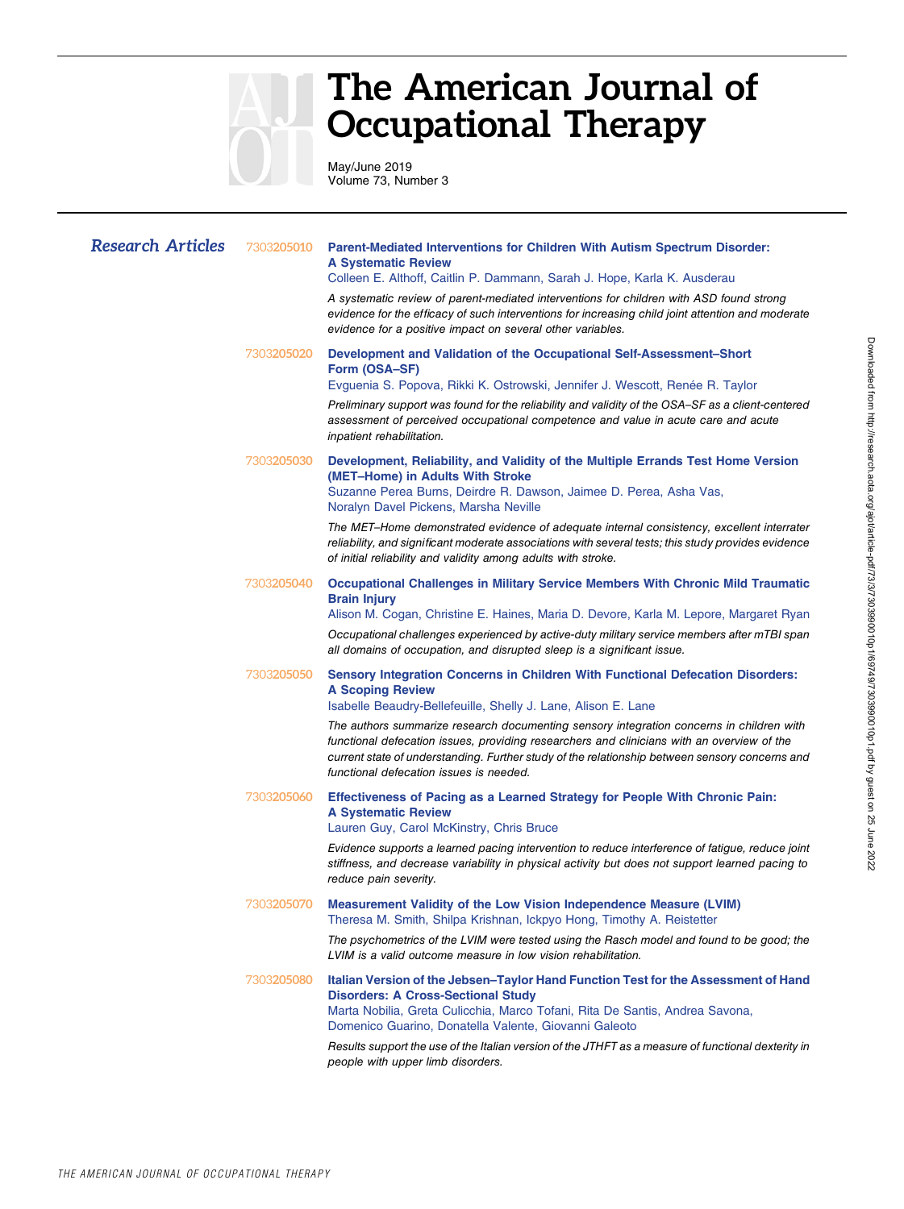# The American Journal of Occupational Therapy

May/June 2019
Volume 73, Number 3

## *Research Articles*

7303205010 **Parent-Mediated Interventions for Children With Autism Spectrum Disorder: A Systematic Review**
Colleen E. Althoff, Caitlin P. Dammann, Sarah J. Hope, Karla K. Ausderau

*A systematic review of parent-mediated interventions for children with ASD found strong evidence for the efficacy of such interventions for increasing child joint attention and moderate evidence for a positive impact on several other variables.*

7303205020 **Development and Validation of the Occupational Self-Assessment–Short Form (OSA–SF)**
Evguenia S. Popova, Rikki K. Ostrowski, Jennifer J. Wescott, Renée R. Taylor

*Preliminary support was found for the reliability and validity of the OSA–SF as a client-centered assessment of perceived occupational competence and value in acute care and acute inpatient rehabilitation.*

7303205030 **Development, Reliability, and Validity of the Multiple Errands Test Home Version (MET–Home) in Adults With Stroke**
Suzanne Perea Burns, Deirdre R. Dawson, Jaimee D. Perea, Asha Vas, Noralyn Davel Pickens, Marsha Neville

*The MET–Home demonstrated evidence of adequate internal consistency, excellent interrater reliability, and significant moderate associations with several tests; this study provides evidence of initial reliability and validity among adults with stroke.*

7303205040 **Occupational Challenges in Military Service Members With Chronic Mild Traumatic Brain Injury**
Alison M. Cogan, Christine E. Haines, Maria D. Devore, Karla M. Lepore, Margaret Ryan

*Occupational challenges experienced by active-duty military service members after mTBI span all domains of occupation, and disrupted sleep is a significant issue.*

7303205050 **Sensory Integration Concerns in Children With Functional Defecation Disorders: A Scoping Review**
Isabelle Beaudry-Bellefeuille, Shelly J. Lane, Alison E. Lane

*The authors summarize research documenting sensory integration concerns in children with functional defecation issues, providing researchers and clinicians with an overview of the current state of understanding. Further study of the relationship between sensory concerns and functional defecation issues is needed.*

7303205060 **Effectiveness of Pacing as a Learned Strategy for People With Chronic Pain: A Systematic Review**
Lauren Guy, Carol McKinstry, Chris Bruce

*Evidence supports a learned pacing intervention to reduce interference of fatigue, reduce joint stiffness, and decrease variability in physical activity but does not support learned pacing to reduce pain severity.*

7303205070 **Measurement Validity of the Low Vision Independence Measure (LVIM)**
Theresa M. Smith, Shilpa Krishnan, Ickpyo Hong, Timothy A. Reistetter

*The psychometrics of the LVIM were tested using the Rasch model and found to be good; the LVIM is a valid outcome measure in low vision rehabilitation.*

7303205080 **Italian Version of the Jebsen–Taylor Hand Function Test for the Assessment of Hand Disorders: A Cross-Sectional Study**
Marta Nobilia, Greta Culicchia, Marco Tofani, Rita De Santis, Andrea Savona, Domenico Guarino, Donatella Valente, Giovanni Galeoto

*Results support the use of the Italian version of the JTHFT as a measure of functional dexterity in people with upper limb disorders.*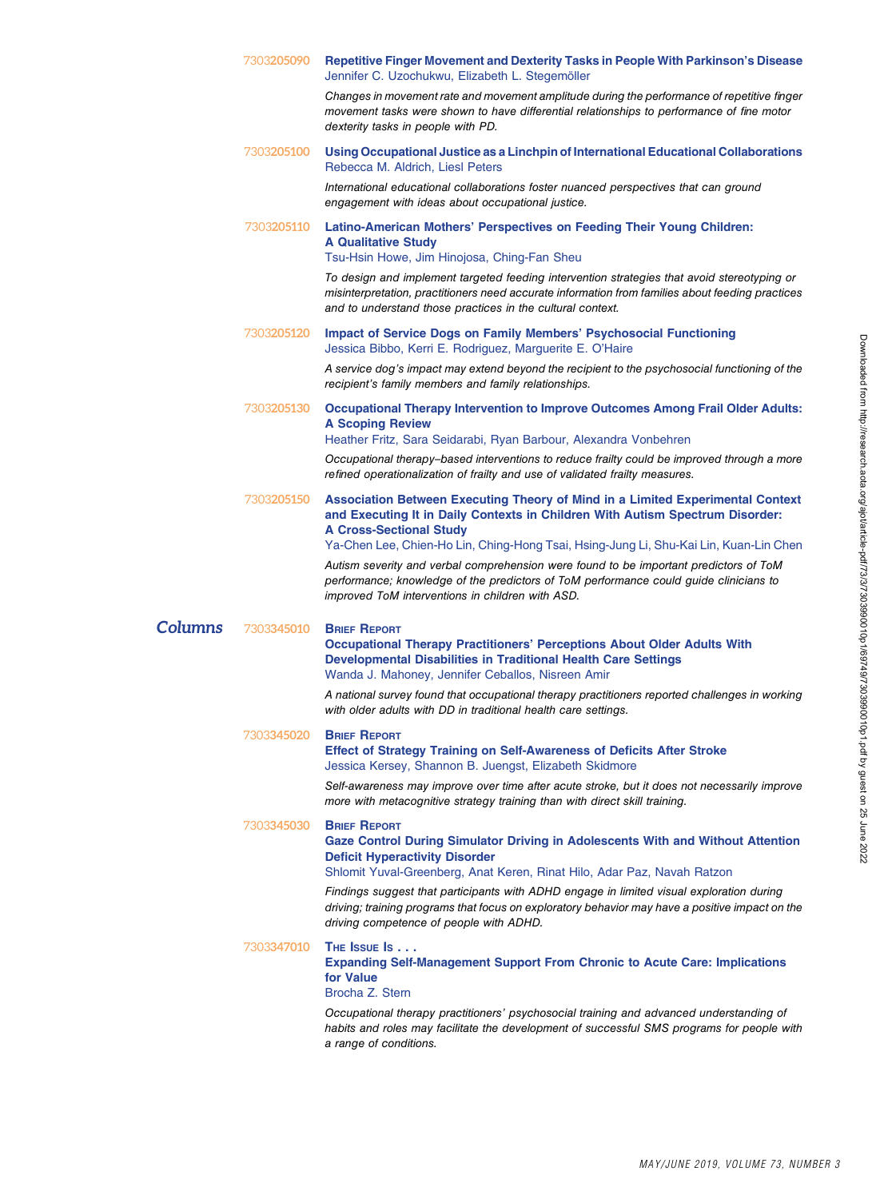7303205090 **Repetitive Finger Movement and Dexterity Tasks in People With Parkinson's Disease**
Jennifer C. Uzochukwu, Elizabeth L. Stegemöller

*Changes in movement rate and movement amplitude during the performance of repetitive finger movement tasks were shown to have differential relationships to performance of fine motor dexterity tasks in people with PD.*

7303205100 **Using Occupational Justice as a Linchpin of International Educational Collaborations**
Rebecca M. Aldrich, Liesl Peters

*International educational collaborations foster nuanced perspectives that can ground engagement with ideas about occupational justice.*

7303205110 **Latino-American Mothers' Perspectives on Feeding Their Young Children: A Qualitative Study**
Tsu-Hsin Howe, Jim Hinojosa, Ching-Fan Sheu

*To design and implement targeted feeding intervention strategies that avoid stereotyping or misinterpretation, practitioners need accurate information from families about feeding practices and to understand those practices in the cultural context.*

7303205120 **Impact of Service Dogs on Family Members' Psychosocial Functioning**
Jessica Bibbo, Kerri E. Rodriguez, Marguerite E. O'Haire

*A service dog's impact may extend beyond the recipient to the psychosocial functioning of the recipient's family members and family relationships.*

7303205130 **Occupational Therapy Intervention to Improve Outcomes Among Frail Older Adults: A Scoping Review**
Heather Fritz, Sara Seidarabi, Ryan Barbour, Alexandra Vonbehren

*Occupational therapy–based interventions to reduce frailty could be improved through a more refined operationalization of frailty and use of validated frailty measures.*

7303205150 **Association Between Executing Theory of Mind in a Limited Experimental Context and Executing It in Daily Contexts in Children With Autism Spectrum Disorder: A Cross-Sectional Study**
Ya-Chen Lee, Chien-Ho Lin, Ching-Hong Tsai, Hsing-Jung Li, Shu-Kai Lin, Kuan-Lin Chen

*Autism severity and verbal comprehension were found to be important predictors of ToM performance; knowledge of the predictors of ToM performance could guide clinicians to improved ToM interventions in children with ASD.*

## Columns

7303345010 **Brief Report**
**Occupational Therapy Practitioners' Perceptions About Older Adults With Developmental Disabilities in Traditional Health Care Settings**
Wanda J. Mahoney, Jennifer Ceballos, Nisreen Amir

*A national survey found that occupational therapy practitioners reported challenges in working with older adults with DD in traditional health care settings.*

7303345020 **Brief Report**
**Effect of Strategy Training on Self-Awareness of Deficits After Stroke**
Jessica Kersey, Shannon B. Juengst, Elizabeth Skidmore

*Self-awareness may improve over time after acute stroke, but it does not necessarily improve more with metacognitive strategy training than with direct skill training.*

7303345030 **Brief Report**
**Gaze Control During Simulator Driving in Adolescents With and Without Attention Deficit Hyperactivity Disorder**
Shlomit Yuval-Greenberg, Anat Keren, Rinat Hilo, Adar Paz, Navah Ratzon

*Findings suggest that participants with ADHD engage in limited visual exploration during driving; training programs that focus on exploratory behavior may have a positive impact on the driving competence of people with ADHD.*

7303347010 **The Issue Is . . .**
**Expanding Self-Management Support From Chronic to Acute Care: Implications for Value**
Brocha Z. Stern

*Occupational therapy practitioners' psychosocial training and advanced understanding of habits and roles may facilitate the development of successful SMS programs for people with a range of conditions.*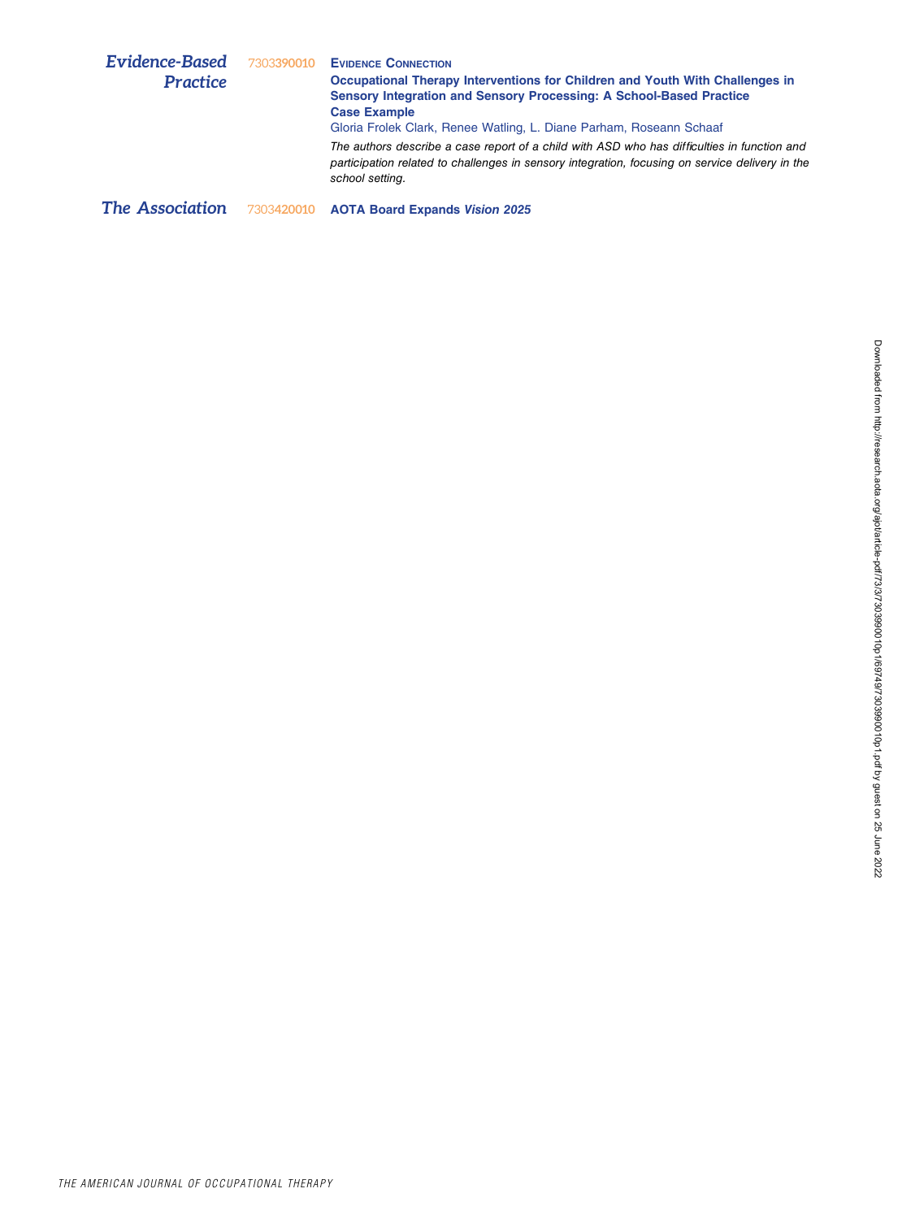## *Evidence-Based Practice*

7303390010 **EVIDENCE CONNECTION**

**Occupational Therapy Interventions for Children and Youth With Challenges in Sensory Integration and Sensory Processing: A School-Based Practice Case Example**

Gloria Frolek Clark, Renee Watling, L. Diane Parham, Roseann Schaaf

*The authors describe a case report of a child with ASD who has difficulties in function and participation related to challenges in sensory integration, focusing on service delivery in the school setting.*

## *The Association*

7303420010 **AOTA Board Expands *Vision 2025***